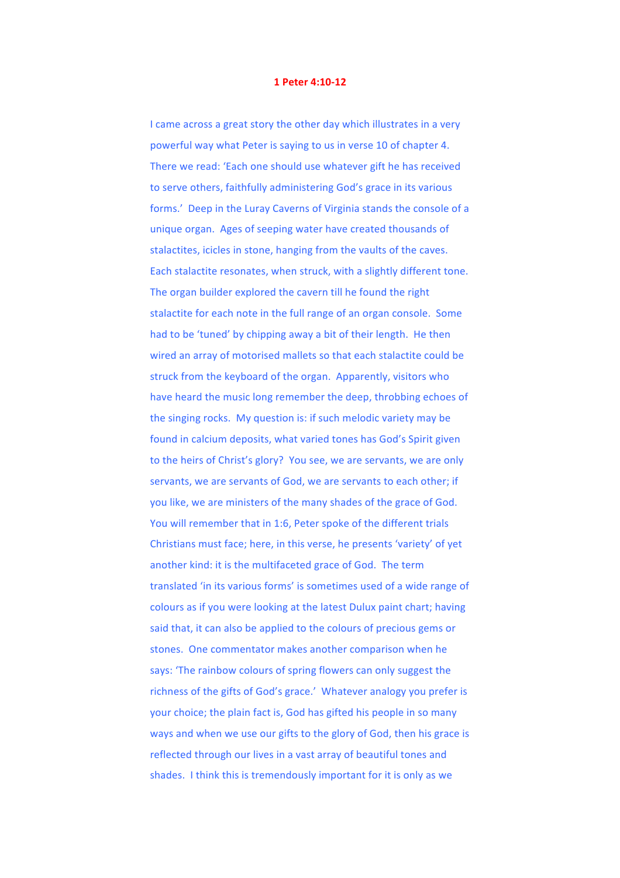# 1 Peter 4:10-12

I came across a great story the other day which illustrates in a very powerful way what Peter is saying to us in verse 10 of chapter 4. There we read: 'Each one should use whatever gift he has received to serve others, faithfully administering God's grace in its various forms.' Deep in the Luray Caverns of Virginia stands the console of a unique organ. Ages of seeping water have created thousands of stalactites, icicles in stone, hanging from the vaults of the caves. Each stalactite resonates, when struck, with a slightly different tone. The organ builder explored the cavern till he found the right stalactite for each note in the full range of an organ console. Some had to be 'tuned' by chipping away a bit of their length. He then wired an array of motorised mallets so that each stalactite could be struck from the keyboard of the organ. Apparently, visitors who have heard the music long remember the deep, throbbing echoes of the singing rocks. My question is: if such melodic variety may be found in calcium deposits, what varied tones has God's Spirit given to the heirs of Christ's glory? You see, we are servants, we are only servants, we are servants of God, we are servants to each other; if you like, we are ministers of the many shades of the grace of God. You will remember that in 1:6, Peter spoke of the different trials Christians must face; here, in this verse, he presents 'variety' of yet another kind: it is the multifaceted grace of God. The term translated 'in its various forms' is sometimes used of a wide range of colours as if you were looking at the latest Dulux paint chart; having said that, it can also be applied to the colours of precious gems or stones. One commentator makes another comparison when he says: 'The rainbow colours of spring flowers can only suggest the richness of the gifts of God's grace.' Whatever analogy you prefer is your choice; the plain fact is, God has gifted his people in so many ways and when we use our gifts to the glory of God, then his grace is reflected through our lives in a vast array of beautiful tones and shades. I think this is tremendously important for it is only as we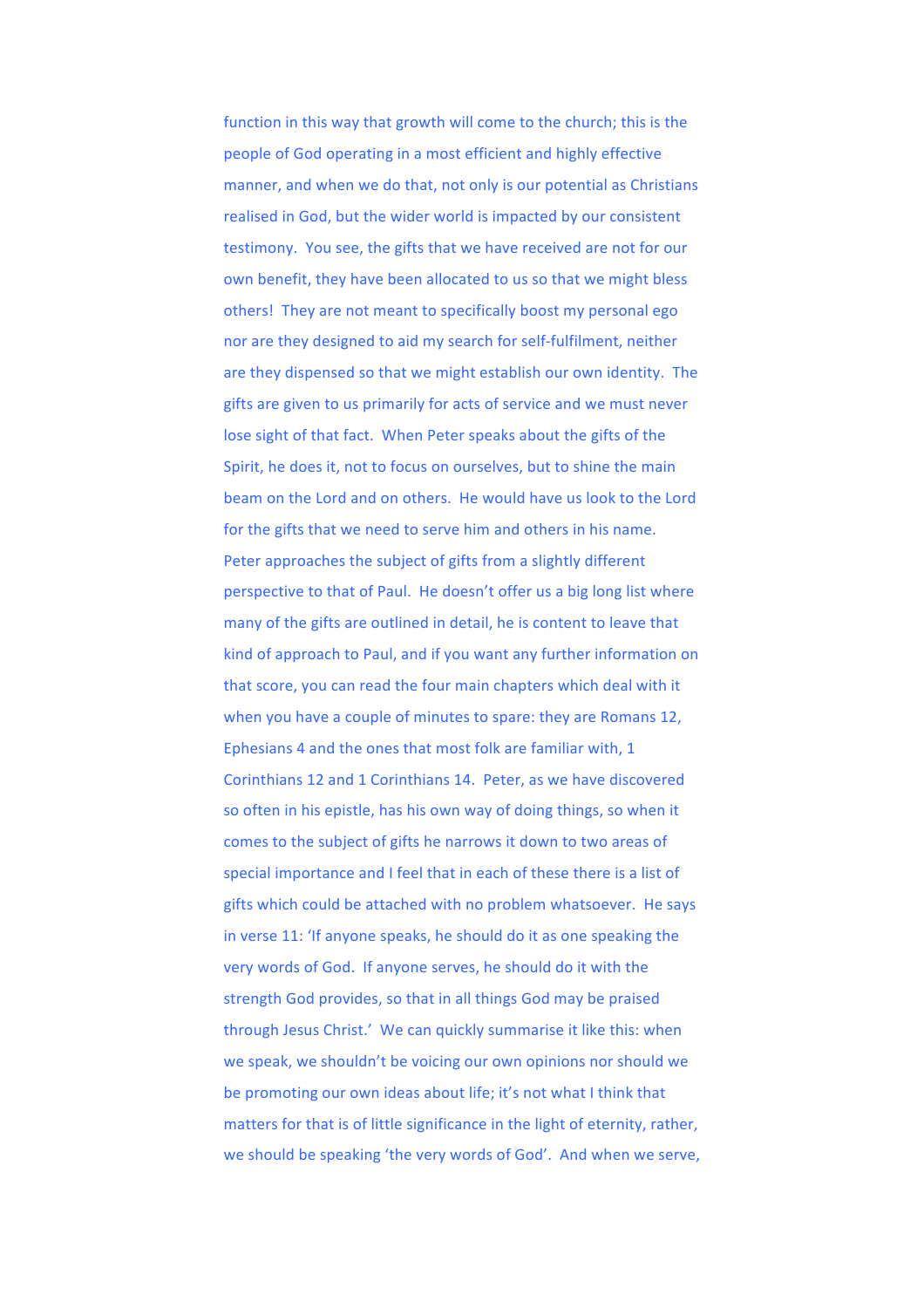function in this way that growth will come to the church; this is the people of God operating in a most efficient and highly effective manner, and when we do that, not only is our potential as Christians realised in God, but the wider world is impacted by our consistent testimony. You see, the gifts that we have received are not for our own benefit, they have been allocated to us so that we might bless others! They are not meant to specifically boost my personal ego nor are they designed to aid my search for self-fulfilment, neither are they dispensed so that we might establish our own identity. The gifts are given to us primarily for acts of service and we must never lose sight of that fact. When Peter speaks about the gifts of the Spirit, he does it, not to focus on ourselves, but to shine the main beam on the Lord and on others. He would have us look to the Lord for the gifts that we need to serve him and others in his name. Peter approaches the subject of gifts from a slightly different perspective to that of Paul. He doesn't offer us a big long list where many of the gifts are outlined in detail, he is content to leave that kind of approach to Paul, and if you want any further information on that score, you can read the four main chapters which deal with it when you have a couple of minutes to spare: they are Romans 12, Ephesians 4 and the ones that most folk are familiar with, 1 Corinthians 12 and 1 Corinthians 14. Peter, as we have discovered so often in his epistle, has his own way of doing things, so when it comes to the subject of gifts he narrows it down to two areas of special importance and I feel that in each of these there is a list of gifts which could be attached with no problem whatsoever. He says in verse 11: 'If anyone speaks, he should do it as one speaking the very words of God. If anyone serves, he should do it with the strength God provides, so that in all things God may be praised through Jesus Christ.' We can quickly summarise it like this: when we speak, we shouldn't be voicing our own opinions nor should we be promoting our own ideas about life; it's not what I think that matters for that is of little significance in the light of eternity, rather, we should be speaking 'the very words of God'. And when we serve,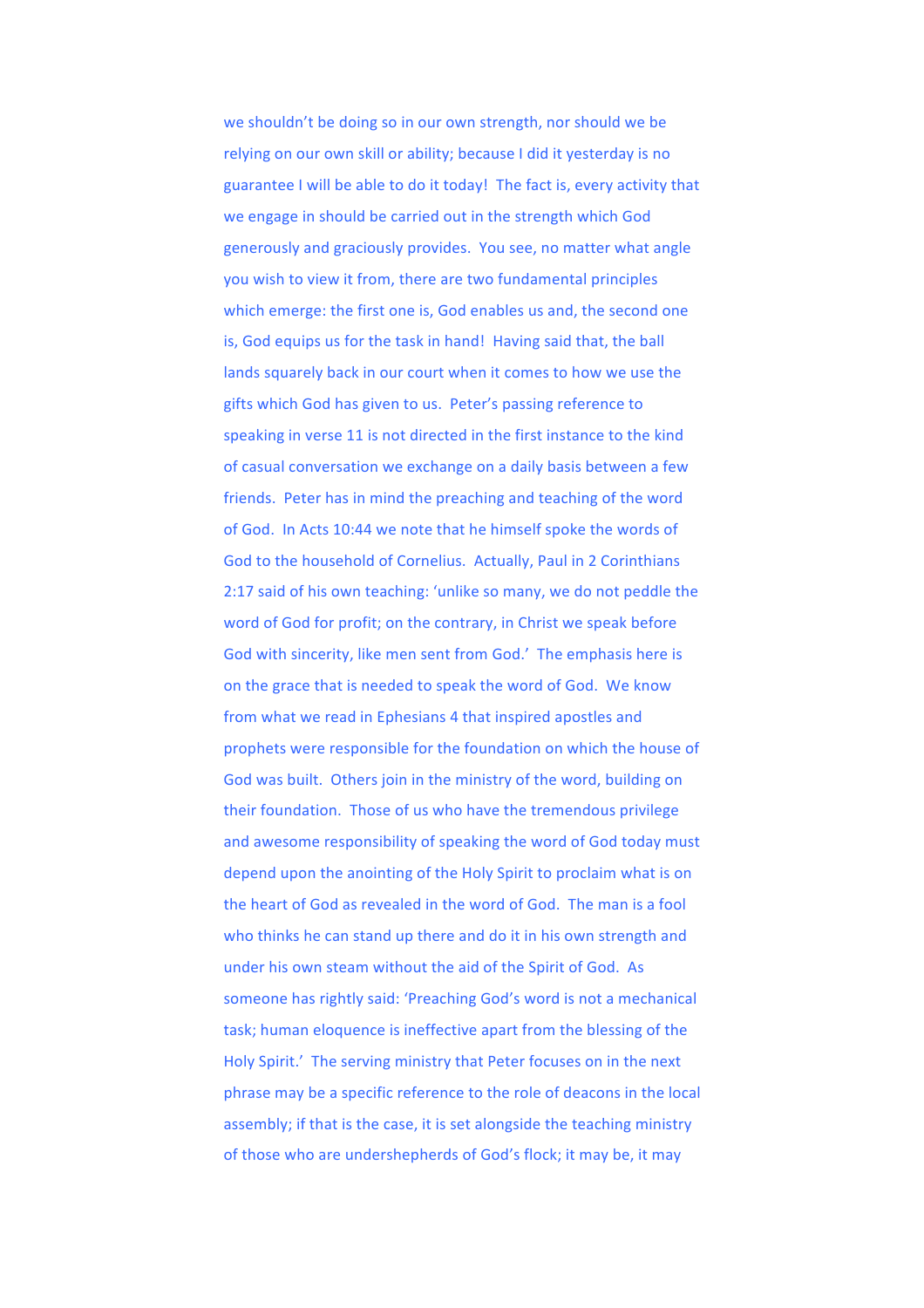we shouldn't be doing so in our own strength, nor should we be relying on our own skill or ability; because I did it yesterday is no guarantee I will be able to do it today! The fact is, every activity that we engage in should be carried out in the strength which God generously and graciously provides. You see, no matter what angle you wish to view it from, there are two fundamental principles which emerge: the first one is, God enables us and, the second one is, God equips us for the task in hand! Having said that, the ball lands squarely back in our court when it comes to how we use the gifts which God has given to us. Peter's passing reference to speaking in verse 11 is not directed in the first instance to the kind of casual conversation we exchange on a daily basis between a few friends. Peter has in mind the preaching and teaching of the word of God. In Acts 10:44 we note that he himself spoke the words of God to the household of Cornelius. Actually, Paul in 2 Corinthians 2:17 said of his own teaching: 'unlike so many, we do not peddle the word of God for profit; on the contrary, in Christ we speak before God with sincerity, like men sent from God.' The emphasis here is on the grace that is needed to speak the word of God. We know from what we read in Ephesians 4 that inspired apostles and prophets were responsible for the foundation on which the house of God was built. Others join in the ministry of the word, building on their foundation. Those of us who have the tremendous privilege and awesome responsibility of speaking the word of God today must depend upon the anointing of the Holy Spirit to proclaim what is on the heart of God as revealed in the word of God. The man is a fool who thinks he can stand up there and do it in his own strength and under his own steam without the aid of the Spirit of God. As someone has rightly said: 'Preaching God's word is not a mechanical task; human eloquence is ineffective apart from the blessing of the Holy Spirit.' The serving ministry that Peter focuses on in the next phrase may be a specific reference to the role of deacons in the local assembly; if that is the case, it is set alongside the teaching ministry of those who are undershepherds of God's flock; it may be, it may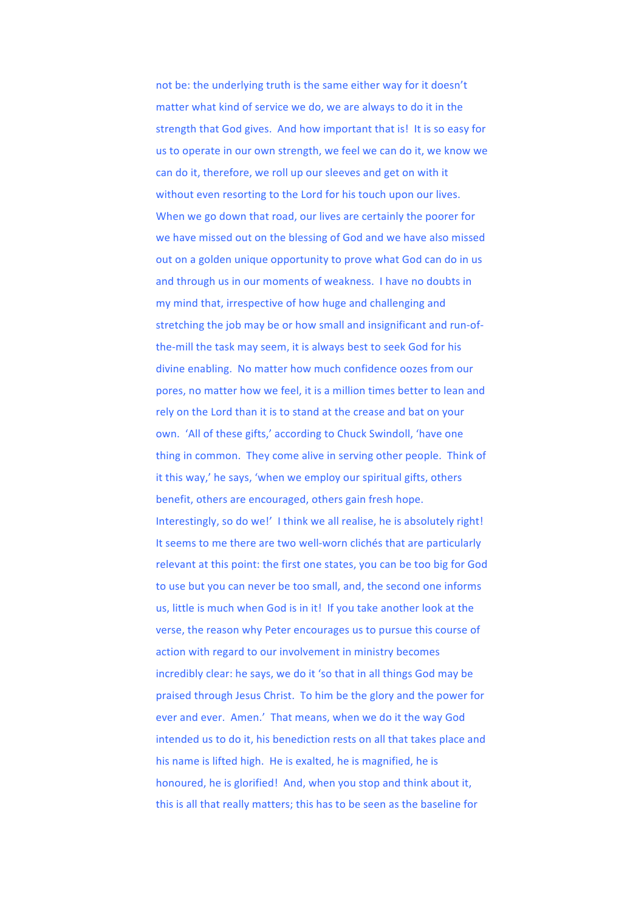not be: the underlying truth is the same either way for it doesn't matter what kind of service we do, we are always to do it in the strength that God gives. And how important that is! It is so easy for us to operate in our own strength, we feel we can do it, we know we can do it, therefore, we roll up our sleeves and get on with it without even resorting to the Lord for his touch upon our lives. When we go down that road, our lives are certainly the poorer for we have missed out on the blessing of God and we have also missed out on a golden unique opportunity to prove what God can do in us and through us in our moments of weakness. I have no doubts in my mind that, irrespective of how huge and challenging and stretching the job may be or how small and insignificant and run-of-the-mill the task may seem, it is always best to seek God for his divine enabling. No matter how much confidence oozes from our pores, no matter how we feel, it is a million times better to lean and rely on the Lord than it is to stand at the crease and bat on your own. 'All of these gifts,' according to Chuck Swindoll, 'have one thing in common. They come alive in serving other people. Think of it this way,' he says, 'when we employ our spiritual gifts, others benefit, others are encouraged, others gain fresh hope. Interestingly, so do we!' I think we all realise, he is absolutely right! It seems to me there are two well-worn clichés that are particularly relevant at this point: the first one states, you can be too big for God to use but you can never be too small, and, the second one informs us, little is much when God is in it! If you take another look at the verse, the reason why Peter encourages us to pursue this course of action with regard to our involvement in ministry becomes incredibly clear: he says, we do it 'so that in all things God may be praised through Jesus Christ. To him be the glory and the power for ever and ever. Amen.' That means, when we do it the way God intended us to do it, his benediction rests on all that takes place and his name is lifted high. He is exalted, he is magnified, he is honoured, he is glorified! And, when you stop and think about it, this is all that really matters; this has to be seen as the baseline for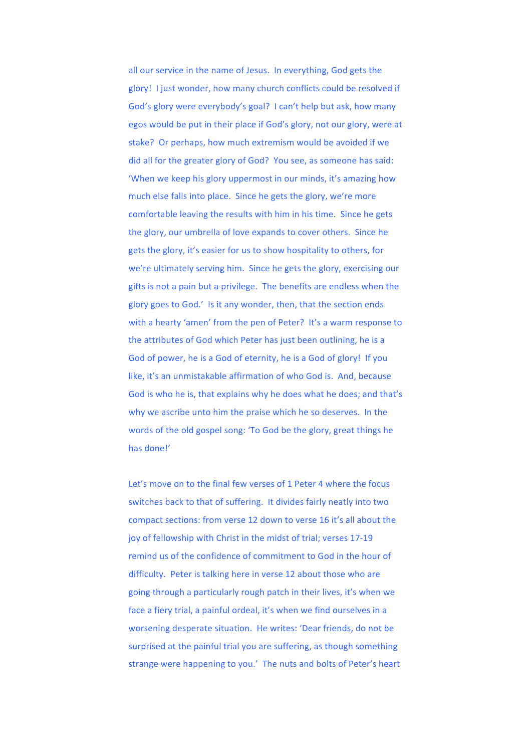all our service in the name of Jesus. In everything, God gets the glory! I just wonder, how many church conflicts could be resolved if God's glory were everybody's goal? I can't help but ask, how many egos would be put in their place if God's glory, not our glory, were at stake? Or perhaps, how much extremism would be avoided if we did all for the greater glory of God? You see, as someone has said: 'When we keep his glory uppermost in our minds, it's amazing how much else falls into place. Since he gets the glory, we're more comfortable leaving the results with him in his time. Since he gets the glory, our umbrella of love expands to cover others. Since he gets the glory, it's easier for us to show hospitality to others, for we're ultimately serving him. Since he gets the glory, exercising our gifts is not a pain but a privilege. The benefits are endless when the glory goes to God.' Is it any wonder, then, that the section ends with a hearty 'amen' from the pen of Peter? It's a warm response to the attributes of God which Peter has just been outlining, he is a God of power, he is a God of eternity, he is a God of glory! If you like, it's an unmistakable affirmation of who God is. And, because God is who he is, that explains why he does what he does; and that's why we ascribe unto him the praise which he so deserves. In the words of the old gospel song: 'To God be the glory, great things he has done!'

Let's move on to the final few verses of 1 Peter 4 where the focus switches back to that of suffering. It divides fairly neatly into two compact sections: from verse 12 down to verse 16 it's all about the joy of fellowship with Christ in the midst of trial; verses 17-19 remind us of the confidence of commitment to God in the hour of difficulty. Peter is talking here in verse 12 about those who are going through a particularly rough patch in their lives, it's when we face a fiery trial, a painful ordeal, it's when we find ourselves in a worsening desperate situation. He writes: 'Dear friends, do not be surprised at the painful trial you are suffering, as though something strange were happening to you.' The nuts and bolts of Peter's heart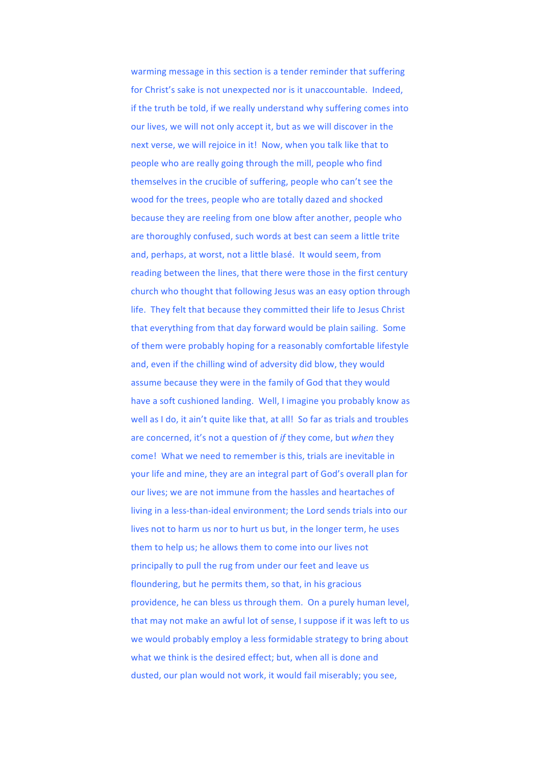warming message in this section is a tender reminder that suffering for Christ's sake is not unexpected nor is it unaccountable. Indeed, if the truth be told, if we really understand why suffering comes into our lives, we will not only accept it, but as we will discover in the next verse, we will rejoice in it! Now, when you talk like that to people who are really going through the mill, people who find themselves in the crucible of suffering, people who can't see the wood for the trees, people who are totally dazed and shocked because they are reeling from one blow after another, people who are thoroughly confused, such words at best can seem a little trite and, perhaps, at worst, not a little blasé. It would seem, from reading between the lines, that there were those in the first century church who thought that following Jesus was an easy option through life. They felt that because they committed their life to Jesus Christ that everything from that day forward would be plain sailing. Some of them were probably hoping for a reasonably comfortable lifestyle and, even if the chilling wind of adversity did blow, they would assume because they were in the family of God that they would have a soft cushioned landing. Well, I imagine you probably know as well as I do, it ain't quite like that, at all! So far as trials and troubles are concerned, it's not a question of *if* they come, but *when* they come! What we need to remember is this, trials are inevitable in your life and mine, they are an integral part of God's overall plan for our lives; we are not immune from the hassles and heartaches of living in a less-than-ideal environment; the Lord sends trials into our lives not to harm us nor to hurt us but, in the longer term, he uses them to help us; he allows them to come into our lives not principally to pull the rug from under our feet and leave us floundering, but he permits them, so that, in his gracious providence, he can bless us through them. On a purely human level, that may not make an awful lot of sense, I suppose if it was left to us we would probably employ a less formidable strategy to bring about what we think is the desired effect; but, when all is done and dusted, our plan would not work, it would fail miserably; you see,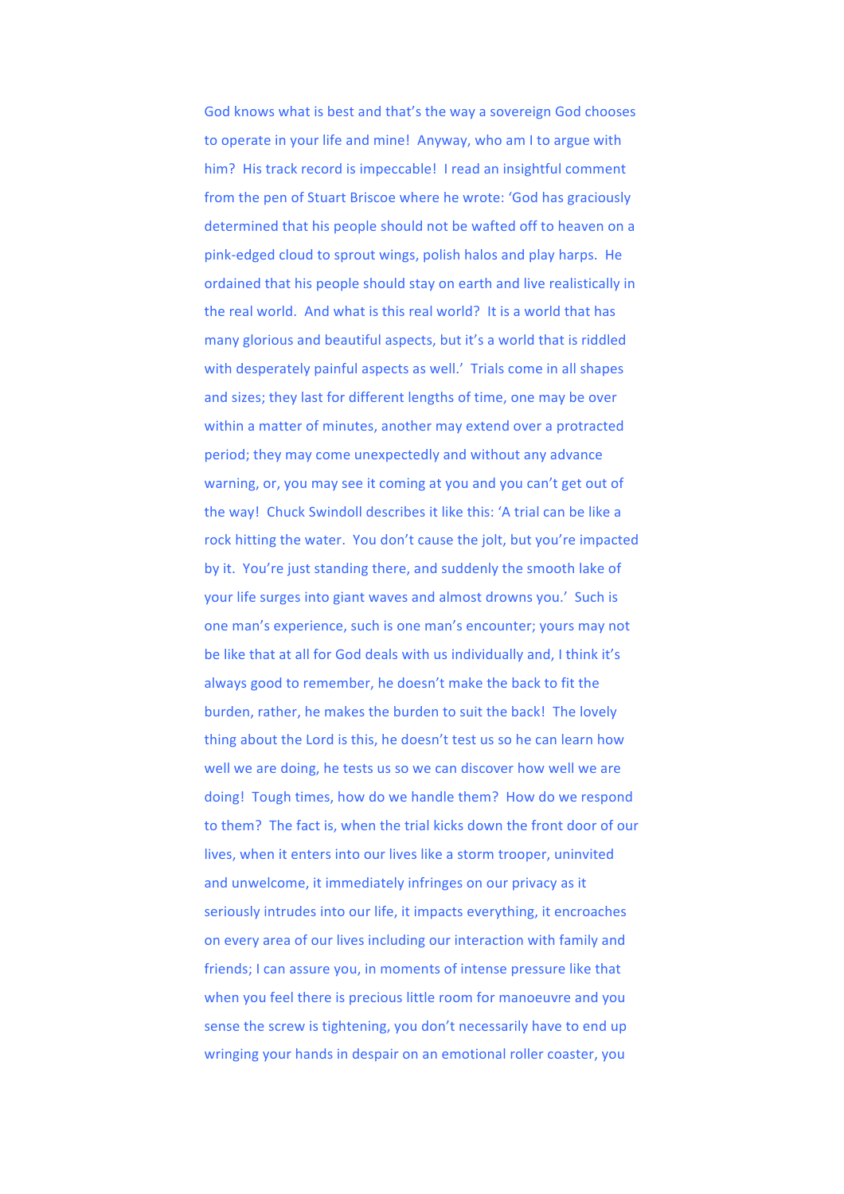God knows what is best and that's the way a sovereign God chooses to operate in your life and mine! Anyway, who am I to argue with him? His track record is impeccable! I read an insightful comment from the pen of Stuart Briscoe where he wrote: 'God has graciously determined that his people should not be wafted off to heaven on a pink-edged cloud to sprout wings, polish halos and play harps. He ordained that his people should stay on earth and live realistically in the real world. And what is this real world? It is a world that has many glorious and beautiful aspects, but it's a world that is riddled with desperately painful aspects as well.' Trials come in all shapes and sizes; they last for different lengths of time, one may be over within a matter of minutes, another may extend over a protracted period; they may come unexpectedly and without any advance warning, or, you may see it coming at you and you can't get out of the way! Chuck Swindoll describes it like this: 'A trial can be like a rock hitting the water. You don't cause the jolt, but you're impacted by it. You're just standing there, and suddenly the smooth lake of your life surges into giant waves and almost drowns you.' Such is one man's experience, such is one man's encounter; yours may not be like that at all for God deals with us individually and, I think it's always good to remember, he doesn't make the back to fit the burden, rather, he makes the burden to suit the back! The lovely thing about the Lord is this, he doesn't test us so he can learn how well we are doing, he tests us so we can discover how well we are doing! Tough times, how do we handle them? How do we respond to them? The fact is, when the trial kicks down the front door of our lives, when it enters into our lives like a storm trooper, uninvited and unwelcome, it immediately infringes on our privacy as it seriously intrudes into our life, it impacts everything, it encroaches on every area of our lives including our interaction with family and friends; I can assure you, in moments of intense pressure like that when you feel there is precious little room for manoeuvre and you sense the screw is tightening, you don't necessarily have to end up wringing your hands in despair on an emotional roller coaster, you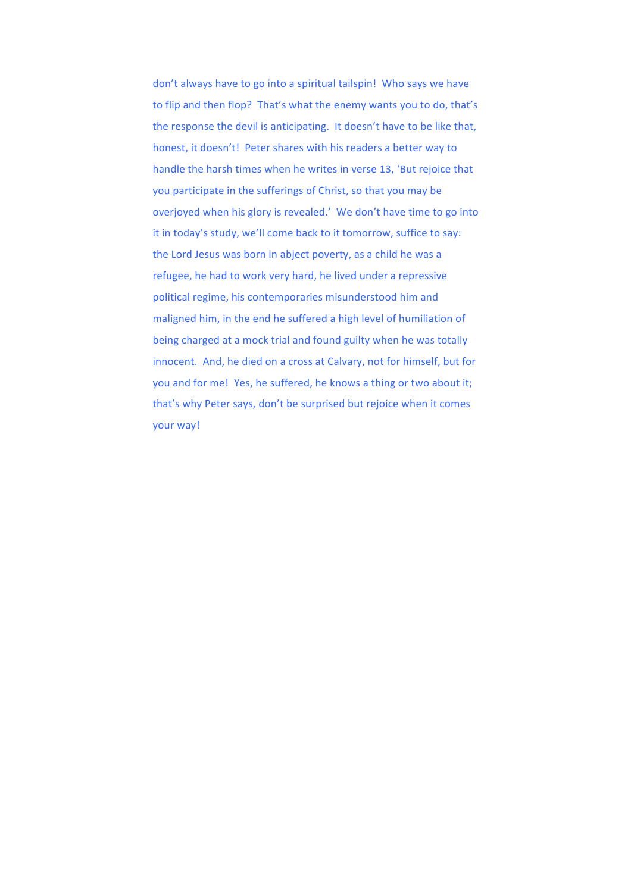don't always have to go into a spiritual tailspin! Who says we have to flip and then flop? That's what the enemy wants you to do, that's the response the devil is anticipating. It doesn't have to be like that, honest, it doesn't! Peter shares with his readers a better way to handle the harsh times when he writes in verse 13, 'But rejoice that you participate in the sufferings of Christ, so that you may be overjoyed when his glory is revealed.' We don't have time to go into it in today's study, we'll come back to it tomorrow, suffice to say: the Lord Jesus was born in abject poverty, as a child he was a refugee, he had to work very hard, he lived under a repressive political regime, his contemporaries misunderstood him and maligned him, in the end he suffered a high level of humiliation of being charged at a mock trial and found guilty when he was totally innocent. And, he died on a cross at Calvary, not for himself, but for you and for me! Yes, he suffered, he knows a thing or two about it; that's why Peter says, don't be surprised but rejoice when it comes your way!